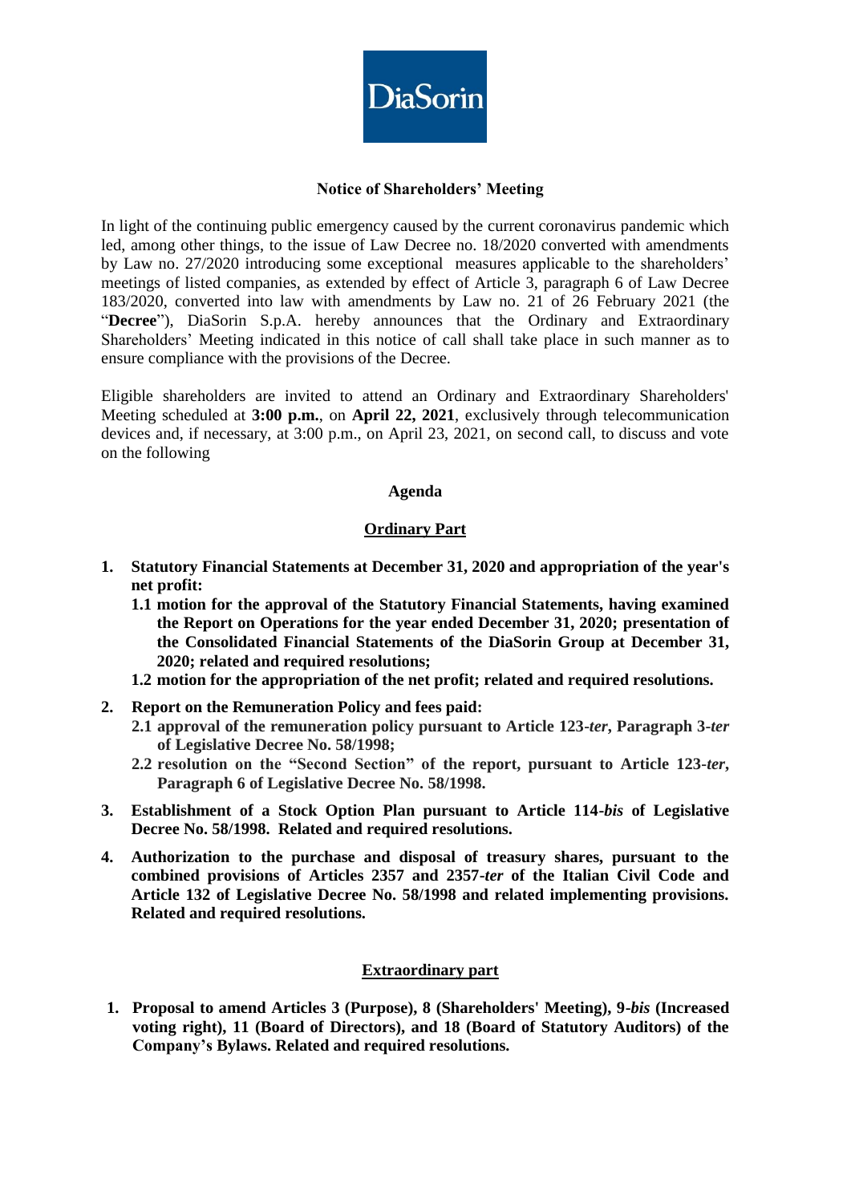DiaSorin

## Notice of Shareholders' Meeting

In light of the continuing public emergency caused by the current coronavirus pandemic which led, among other things, to the issue of Law Decree no. 18/2020 converted with amendments by Law no. 27/2020 introducing some exceptional measures applicable to the shareholders' meetings of listed companies, as extended by effect of Article 3, paragraph 6 of Law Decree 183/2020, converted into law with amendments by Law no. 21 of 26 February 2021 (the "**Decree**"), DiaSorin S.p.A. hereby announces that the Ordinary and Extraordinary Shareholders' Meeting indicated in this notice of call shall take place in such manner as to ensure compliance with the provisions of the Decree.

Eligible shareholders are invited to attend an Ordinary and Extraordinary Shareholders' Meeting scheduled at **3:00 p.m.**, on **April 22, 2021**, exclusively through telecommunication devices and, if necessary, at 3:00 p.m., on April 23, 2021, on second call, to discuss and vote on the following

### Agenda

#### Ordinary Part

1. **Statutory Financial Statements at December 31, 2020 and appropriation of the year's net profit:**
   - **1.1 motion for the approval of the Statutory Financial Statements, having examined the Report on Operations for the year ended December 31, 2020; presentation of the Consolidated Financial Statements of the DiaSorin Group at December 31, 2020; related and required resolutions;**
   - **1.2 motion for the appropriation of the net profit; related and required resolutions.**
2. **Report on the Remuneration Policy and fees paid:**
   - **2.1 approval of the remuneration policy pursuant to Article 123-*ter*, Paragraph 3-*ter* of Legislative Decree No. 58/1998;**
   - **2.2 resolution on the "Second Section" of the report, pursuant to Article 123-*ter*, Paragraph 6 of Legislative Decree No. 58/1998.**
3. **Establishment of a Stock Option Plan pursuant to Article 114-*bis* of Legislative Decree No. 58/1998. Related and required resolutions.**
4. **Authorization to the purchase and disposal of treasury shares, pursuant to the combined provisions of Articles 2357 and 2357-*ter* of the Italian Civil Code and Article 132 of Legislative Decree No. 58/1998 and related implementing provisions. Related and required resolutions.**

#### Extraordinary part

1. **Proposal to amend Articles 3 (Purpose), 8 (Shareholders' Meeting), 9-*bis* (Increased voting right), 11 (Board of Directors), and 18 (Board of Statutory Auditors) of the Company's Bylaws. Related and required resolutions.**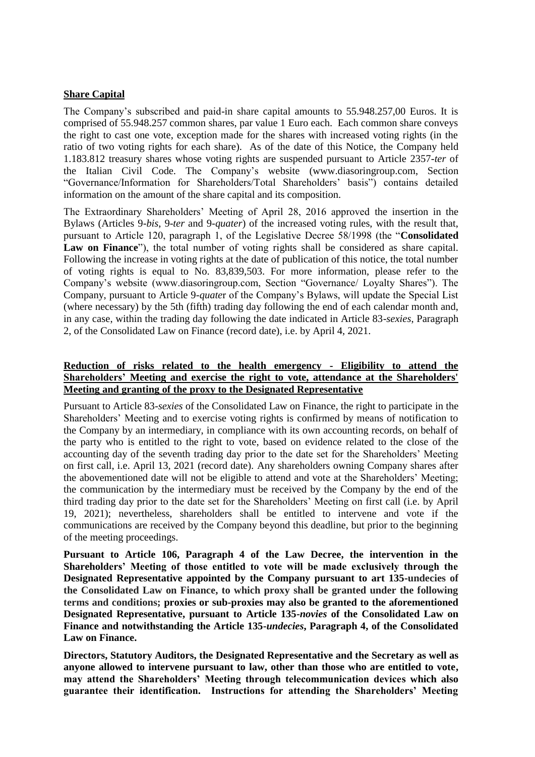**Share Capital**

The Company's subscribed and paid-in share capital amounts to 55.948.257,00 Euros. It is comprised of 55.948.257 common shares, par value 1 Euro each. Each common share conveys the right to cast one vote, exception made for the shares with increased voting rights (in the ratio of two voting rights for each share). As of the date of this Notice, the Company held 1.183.812 treasury shares whose voting rights are suspended pursuant to Article 2357-*ter* of the Italian Civil Code. The Company's website (www.diasoringroup.com, Section "Governance/Information for Shareholders/Total Shareholders' basis") contains detailed information on the amount of the share capital and its composition.

The Extraordinary Shareholders' Meeting of April 28, 2016 approved the insertion in the Bylaws (Articles 9-*bis*, 9-*ter* and 9-*quater*) of the increased voting rules, with the result that, pursuant to Article 120, paragraph 1, of the Legislative Decree 58/1998 (the "**Consolidated Law on Finance**"), the total number of voting rights shall be considered as share capital. Following the increase in voting rights at the date of publication of this notice, the total number of voting rights is equal to No. 83,839,503. For more information, please refer to the Company's website (www.diasoringroup.com, Section "Governance/ Loyalty Shares"). The Company, pursuant to Article 9-*quate*r of the Company's Bylaws, will update the Special List (where necessary) by the 5th (fifth) trading day following the end of each calendar month and, in any case, within the trading day following the date indicated in Article 83-*sexies*, Paragraph 2, of the Consolidated Law on Finance (record date), i.e. by April 4, 2021.

**Reduction of risks related to the health emergency - Eligibility to attend the Shareholders' Meeting and exercise the right to vote, attendance at the Shareholders' Meeting and granting of the proxy to the Designated Representative**

Pursuant to Article 83-*sexies* of the Consolidated Law on Finance, the right to participate in the Shareholders' Meeting and to exercise voting rights is confirmed by means of notification to the Company by an intermediary, in compliance with its own accounting records, on behalf of the party who is entitled to the right to vote, based on evidence related to the close of the accounting day of the seventh trading day prior to the date set for the Shareholders' Meeting on first call, i.e. April 13, 2021 (record date). Any shareholders owning Company shares after the abovementioned date will not be eligible to attend and vote at the Shareholders' Meeting; the communication by the intermediary must be received by the Company by the end of the third trading day prior to the date set for the Shareholders' Meeting on first call (i.e. by April 19, 2021); nevertheless, shareholders shall be entitled to intervene and vote if the communications are received by the Company beyond this deadline, but prior to the beginning of the meeting proceedings.

**Pursuant to Article 106, Paragraph 4 of the Law Decree, the intervention in the Shareholders' Meeting of those entitled to vote will be made exclusively through the Designated Representative appointed by the Company pursuant to art 135-undecies of the Consolidated Law on Finance, to which proxy shall be granted under the following terms and conditions; proxies or sub-proxies may also be granted to the aforementioned Designated Representative, pursuant to Article 135-*novies* of the Consolidated Law on Finance and notwithstanding the Article 135-*undecies*, Paragraph 4, of the Consolidated Law on Finance.**

**Directors, Statutory Auditors, the Designated Representative and the Secretary as well as anyone allowed to intervene pursuant to law, other than those who are entitled to vote, may attend the Shareholders' Meeting through telecommunication devices which also guarantee their identification. Instructions for attending the Shareholders' Meeting**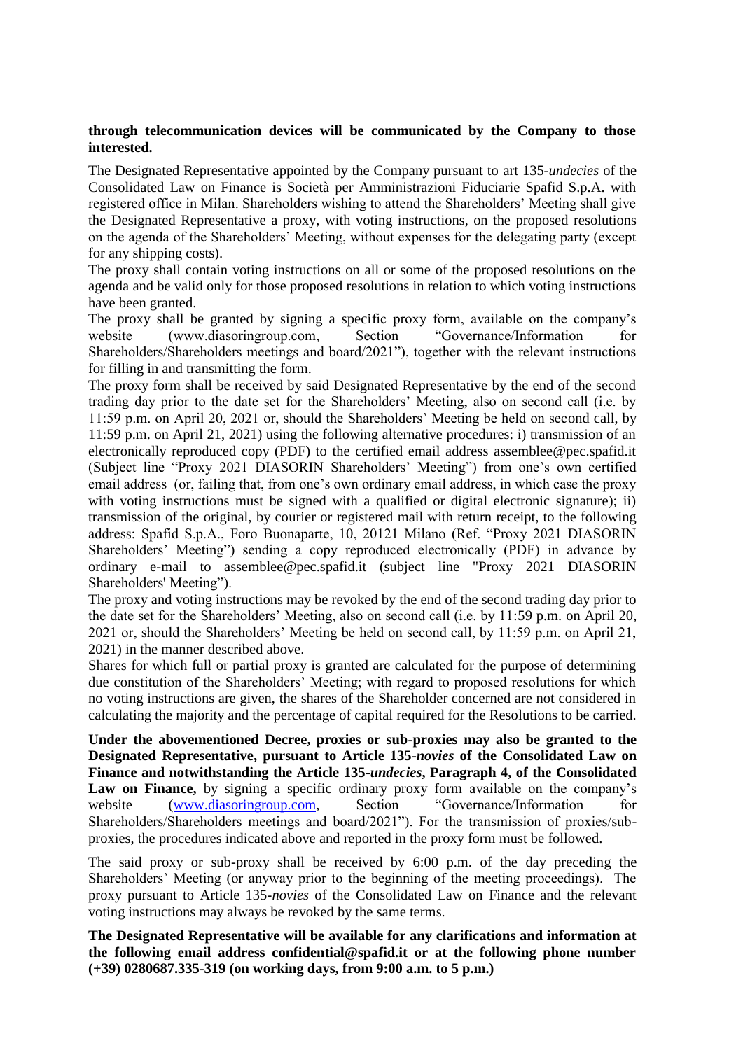**through telecommunication devices will be communicated by the Company to those interested.**

The Designated Representative appointed by the Company pursuant to art 135-*undecies* of the Consolidated Law on Finance is Società per Amministrazioni Fiduciarie Spafid S.p.A. with registered office in Milan. Shareholders wishing to attend the Shareholders' Meeting shall give the Designated Representative a proxy, with voting instructions, on the proposed resolutions on the agenda of the Shareholders' Meeting, without expenses for the delegating party (except for any shipping costs).

The proxy shall contain voting instructions on all or some of the proposed resolutions on the agenda and be valid only for those proposed resolutions in relation to which voting instructions have been granted.

The proxy shall be granted by signing a specific proxy form, available on the company's website (www.diasoringroup.com, Section "Governance/Information for Shareholders/Shareholders meetings and board/2021"), together with the relevant instructions for filling in and transmitting the form.

The proxy form shall be received by said Designated Representative by the end of the second trading day prior to the date set for the Shareholders' Meeting, also on second call (i.e. by 11:59 p.m. on April 20, 2021 or, should the Shareholders' Meeting be held on second call, by 11:59 p.m. on April 21, 2021) using the following alternative procedures: i) transmission of an electronically reproduced copy (PDF) to the certified email address assemblee@pec.spafid.it (Subject line "Proxy 2021 DIASORIN Shareholders' Meeting") from one's own certified email address (or, failing that, from one's own ordinary email address, in which case the proxy with voting instructions must be signed with a qualified or digital electronic signature); ii) transmission of the original, by courier or registered mail with return receipt, to the following address: Spafid S.p.A., Foro Buonaparte, 10, 20121 Milano (Ref. "Proxy 2021 DIASORIN Shareholders' Meeting") sending a copy reproduced electronically (PDF) in advance by ordinary e-mail to assemblee@pec.spafid.it (subject line "Proxy 2021 DIASORIN Shareholders' Meeting").

The proxy and voting instructions may be revoked by the end of the second trading day prior to the date set for the Shareholders' Meeting, also on second call (i.e. by 11:59 p.m. on April 20, 2021 or, should the Shareholders' Meeting be held on second call, by 11:59 p.m. on April 21, 2021) in the manner described above.

Shares for which full or partial proxy is granted are calculated for the purpose of determining due constitution of the Shareholders' Meeting; with regard to proposed resolutions for which no voting instructions are given, the shares of the Shareholder concerned are not considered in calculating the majority and the percentage of capital required for the Resolutions to be carried.

**Under the abovementioned Decree, proxies or sub-proxies may also be granted to the Designated Representative, pursuant to Article 135-*novies* of the Consolidated Law on Finance and notwithstanding the Article 135-*undecies*, Paragraph 4, of the Consolidated Law on Finance,** by signing a specific ordinary proxy form available on the company's website (www.diasoringroup.com, Section "Governance/Information for Shareholders/Shareholders meetings and board/2021"). For the transmission of proxies/sub-proxies, the procedures indicated above and reported in the proxy form must be followed.

The said proxy or sub-proxy shall be received by 6:00 p.m. of the day preceding the Shareholders' Meeting (or anyway prior to the beginning of the meeting proceedings). The proxy pursuant to Article 135-*novies* of the Consolidated Law on Finance and the relevant voting instructions may always be revoked by the same terms.

**The Designated Representative will be available for any clarifications and information at the following email address confidential@spafid.it or at the following phone number (+39) 0280687.335-319 (on working days, from 9:00 a.m. to 5 p.m.)**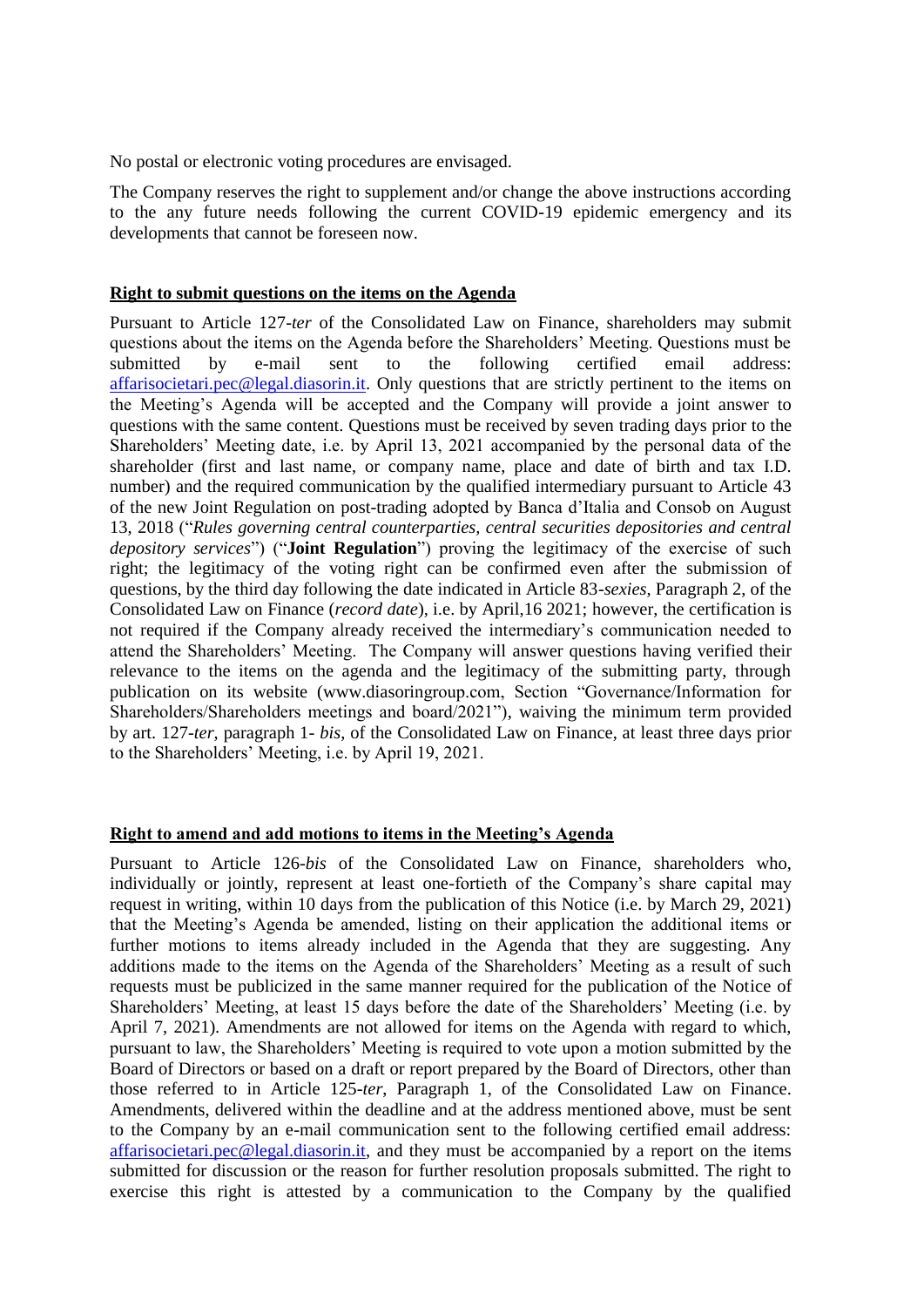No postal or electronic voting procedures are envisaged.

The Company reserves the right to supplement and/or change the above instructions according to the any future needs following the current COVID-19 epidemic emergency and its developments that cannot be foreseen now.

**Right to submit questions on the items on the Agenda**

Pursuant to Article 127-*ter* of the Consolidated Law on Finance, shareholders may submit questions about the items on the Agenda before the Shareholders' Meeting. Questions must be submitted by e-mail sent to the following certified email address: affarisocietari.pec@legal.diasorin.it. Only questions that are strictly pertinent to the items on the Meeting's Agenda will be accepted and the Company will provide a joint answer to questions with the same content. Questions must be received by seven trading days prior to the Shareholders' Meeting date, i.e. by April 13, 2021 accompanied by the personal data of the shareholder (first and last name, or company name, place and date of birth and tax I.D. number) and the required communication by the qualified intermediary pursuant to Article 43 of the new Joint Regulation on post-trading adopted by Banca d'Italia and Consob on August 13, 2018 ("*Rules governing central counterparties, central securities depositories and central depository services*") ("**Joint Regulation**") proving the legitimacy of the exercise of such right; the legitimacy of the voting right can be confirmed even after the submission of questions, by the third day following the date indicated in Article 83-*sexies*, Paragraph 2, of the Consolidated Law on Finance (*record date*), i.e. by April,16 2021; however, the certification is not required if the Company already received the intermediary's communication needed to attend the Shareholders' Meeting. The Company will answer questions having verified their relevance to the items on the agenda and the legitimacy of the submitting party, through publication on its website (www.diasoringroup.com, Section "Governance/Information for Shareholders/Shareholders meetings and board/2021"), waiving the minimum term provided by art. 127-*ter*, paragraph 1- *bis*, of the Consolidated Law on Finance, at least three days prior to the Shareholders' Meeting, i.e. by April 19, 2021.

**Right to amend and add motions to items in the Meeting's Agenda**

Pursuant to Article 126-*bis* of the Consolidated Law on Finance, shareholders who, individually or jointly, represent at least one-fortieth of the Company's share capital may request in writing, within 10 days from the publication of this Notice (i.e. by March 29, 2021) that the Meeting's Agenda be amended, listing on their application the additional items or further motions to items already included in the Agenda that they are suggesting. Any additions made to the items on the Agenda of the Shareholders' Meeting as a result of such requests must be publicized in the same manner required for the publication of the Notice of Shareholders' Meeting, at least 15 days before the date of the Shareholders' Meeting (i.e. by April 7, 2021). Amendments are not allowed for items on the Agenda with regard to which, pursuant to law, the Shareholders' Meeting is required to vote upon a motion submitted by the Board of Directors or based on a draft or report prepared by the Board of Directors, other than those referred to in Article 125-*ter*, Paragraph 1, of the Consolidated Law on Finance. Amendments, delivered within the deadline and at the address mentioned above, must be sent to the Company by an e-mail communication sent to the following certified email address: affarisocietari.pec@legal.diasorin.it, and they must be accompanied by a report on the items submitted for discussion or the reason for further resolution proposals submitted. The right to exercise this right is attested by a communication to the Company by the qualified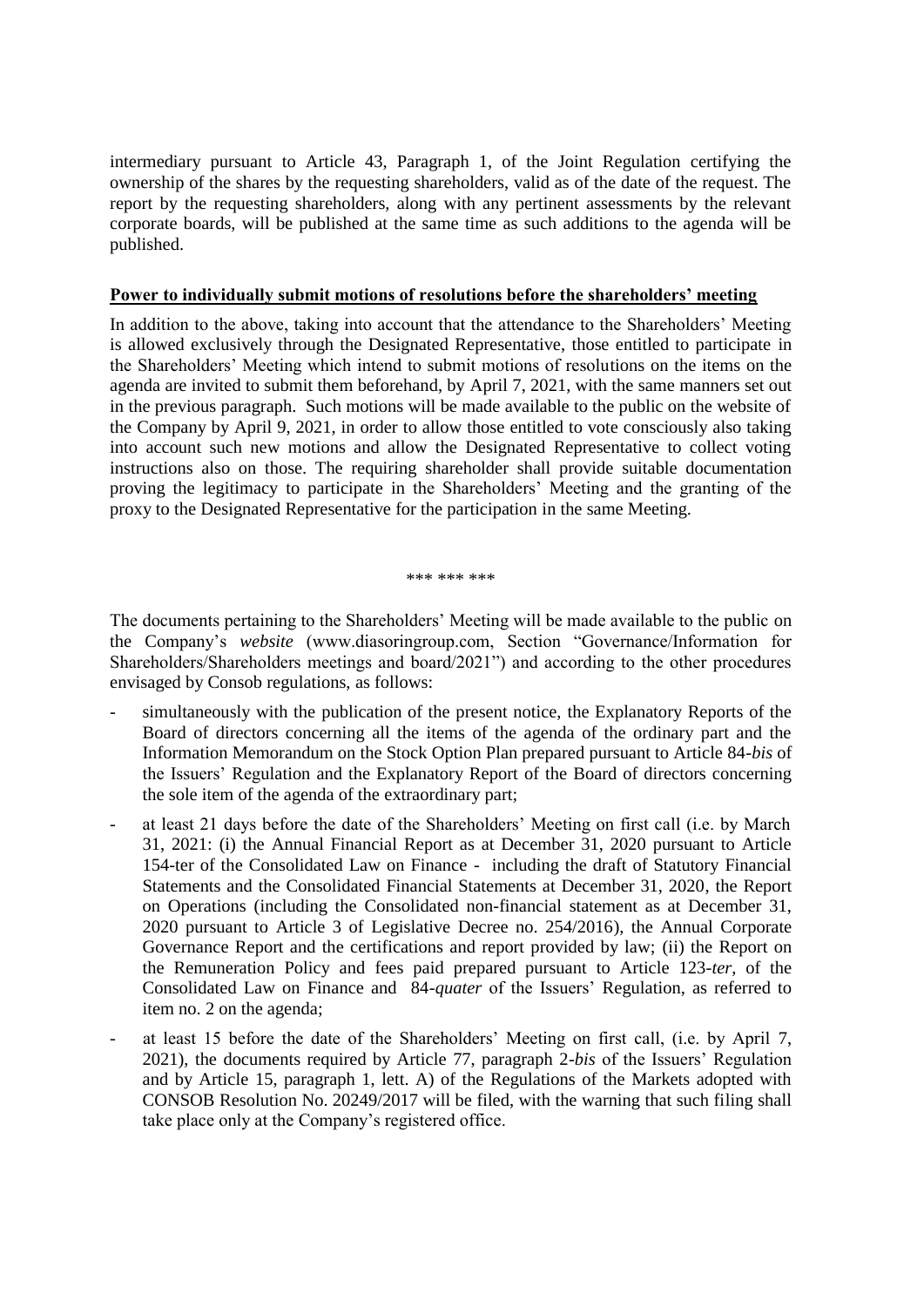intermediary pursuant to Article 43, Paragraph 1, of the Joint Regulation certifying the ownership of the shares by the requesting shareholders, valid as of the date of the request. The report by the requesting shareholders, along with any pertinent assessments by the relevant corporate boards, will be published at the same time as such additions to the agenda will be published.

**Power to individually submit motions of resolutions before the shareholders' meeting**

In addition to the above, taking into account that the attendance to the Shareholders' Meeting is allowed exclusively through the Designated Representative, those entitled to participate in the Shareholders' Meeting which intend to submit motions of resolutions on the items on the agenda are invited to submit them beforehand, by April 7, 2021, with the same manners set out in the previous paragraph. Such motions will be made available to the public on the website of the Company by April 9, 2021, in order to allow those entitled to vote consciously also taking into account such new motions and allow the Designated Representative to collect voting instructions also on those. The requiring shareholder shall provide suitable documentation proving the legitimacy to participate in the Shareholders' Meeting and the granting of the proxy to the Designated Representative for the participation in the same Meeting.

\*\*\* \*\*\* \*\*\*

The documents pertaining to the Shareholders' Meeting will be made available to the public on the Company's *website* (www.diasoringroup.com, Section "Governance/Information for Shareholders/Shareholders meetings and board/2021") and according to the other procedures envisaged by Consob regulations, as follows:

- simultaneously with the publication of the present notice, the Explanatory Reports of the Board of directors concerning all the items of the agenda of the ordinary part and the Information Memorandum on the Stock Option Plan prepared pursuant to Article 84-*bis* of the Issuers' Regulation and the Explanatory Report of the Board of directors concerning the sole item of the agenda of the extraordinary part;
- at least 21 days before the date of the Shareholders' Meeting on first call (i.e. by March 31, 2021: (i) the Annual Financial Report as at December 31, 2020 pursuant to Article 154-ter of the Consolidated Law on Finance - including the draft of Statutory Financial Statements and the Consolidated Financial Statements at December 31, 2020, the Report on Operations (including the Consolidated non-financial statement as at December 31, 2020 pursuant to Article 3 of Legislative Decree no. 254/2016), the Annual Corporate Governance Report and the certifications and report provided by law; (ii) the Report on the Remuneration Policy and fees paid prepared pursuant to Article 123-*ter*, of the Consolidated Law on Finance and 84-*quater* of the Issuers' Regulation, as referred to item no. 2 on the agenda;
- at least 15 before the date of the Shareholders' Meeting on first call, (i.e. by April 7, 2021), the documents required by Article 77, paragraph 2-*bis* of the Issuers' Regulation and by Article 15, paragraph 1, lett. A) of the Regulations of the Markets adopted with CONSOB Resolution No. 20249/2017 will be filed, with the warning that such filing shall take place only at the Company's registered office.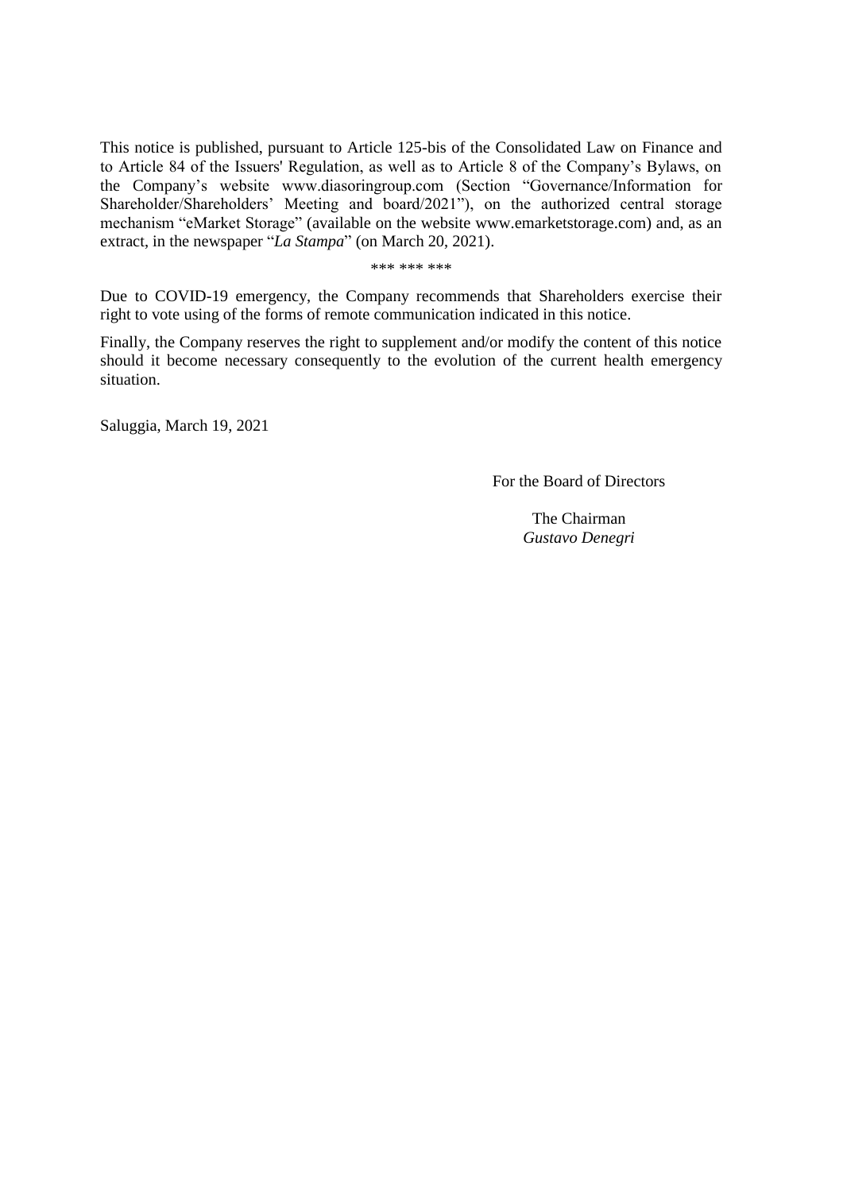This notice is published, pursuant to Article 125-bis of the Consolidated Law on Finance and to Article 84 of the Issuers' Regulation, as well as to Article 8 of the Company's Bylaws, on the Company's website www.diasoringroup.com (Section "Governance/Information for Shareholder/Shareholders' Meeting and board/2021"), on the authorized central storage mechanism "eMarket Storage" (available on the website www.emarketstorage.com) and, as an extract, in the newspaper "*La Stampa*" (on March 20, 2021).

*** *** ***

Due to COVID-19 emergency, the Company recommends that Shareholders exercise their right to vote using of the forms of remote communication indicated in this notice.

Finally, the Company reserves the right to supplement and/or modify the content of this notice should it become necessary consequently to the evolution of the current health emergency situation.

Saluggia, March 19, 2021

For the Board of Directors

The Chairman
*Gustavo Denegri*